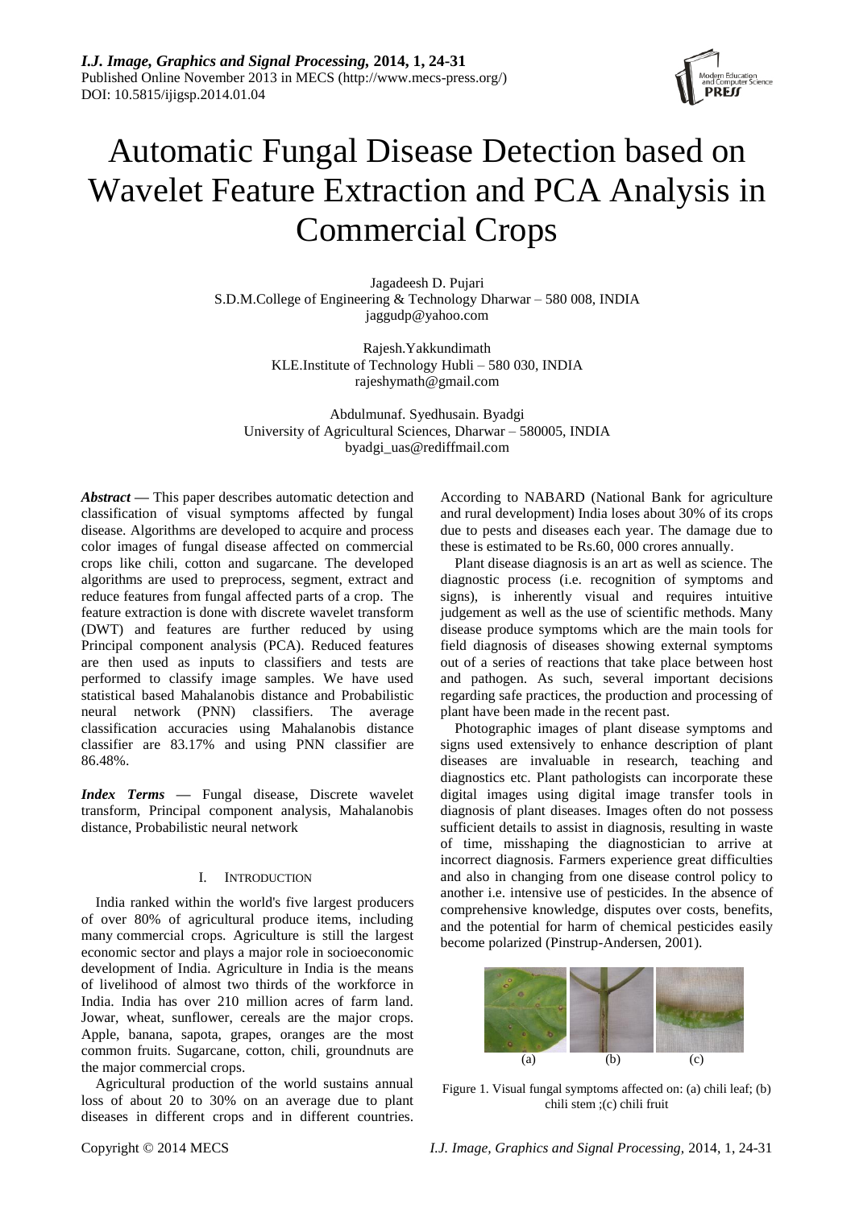# Automatic Fungal Disease Detection based on Wavelet Feature Extraction and PCA Analysis in Commercial Crops

Jagadeesh D. Pujari
S.D.M.College of Engineering & Technology Dharwar – 580 008, INDIA
jaggudp@yahoo.com

Rajesh.Yakkundimath
KLE.Institute of Technology Hubli – 580 030, INDIA
rajeshymath@gmail.com

Abdulmunaf. Syedhusain. Byadgi
University of Agricultural Sciences, Dharwar – 580005, INDIA
byadgi_uas@rediffmail.com

***Abstract*** **—** This paper describes automatic detection and classification of visual symptoms affected by fungal disease. Algorithms are developed to acquire and process color images of fungal disease affected on commercial crops like chili, cotton and sugarcane. The developed algorithms are used to preprocess, segment, extract and reduce features from fungal affected parts of a crop. The feature extraction is done with discrete wavelet transform (DWT) and features are further reduced by using Principal component analysis (PCA). Reduced features are then used as inputs to classifiers and tests are performed to classify image samples. We have used statistical based Mahalanobis distance and Probabilistic neural network (PNN) classifiers. The average classification accuracies using Mahalanobis distance classifier are 83.17% and using PNN classifier are 86.48%.

***Index Terms*** **—** Fungal disease, Discrete wavelet transform, Principal component analysis, Mahalanobis distance, Probabilistic neural network

## I. INTRODUCTION

India ranked within the world's five largest producers of over 80% of agricultural produce items, including many commercial crops. Agriculture is still the largest economic sector and plays a major role in socioeconomic development of India. Agriculture in India is the means of livelihood of almost two thirds of the workforce in India. India has over 210 million acres of farm land. Jowar, wheat, sunflower, cereals are the major crops. Apple, banana, sapota, grapes, oranges are the most common fruits. Sugarcane, cotton, chili, groundnuts are the major commercial crops.

Agricultural production of the world sustains annual loss of about 20 to 30% on an average due to plant diseases in different crops and in different countries. According to NABARD (National Bank for agriculture and rural development) India loses about 30% of its crops due to pests and diseases each year. The damage due to these is estimated to be Rs.60, 000 crores annually.

Plant disease diagnosis is an art as well as science. The diagnostic process (i.e. recognition of symptoms and signs), is inherently visual and requires intuitive judgement as well as the use of scientific methods. Many disease produce symptoms which are the main tools for field diagnosis of diseases showing external symptoms out of a series of reactions that take place between host and pathogen. As such, several important decisions regarding safe practices, the production and processing of plant have been made in the recent past.

Photographic images of plant disease symptoms and signs used extensively to enhance description of plant diseases are invaluable in research, teaching and diagnostics etc. Plant pathologists can incorporate these digital images using digital image transfer tools in diagnosis of plant diseases. Images often do not possess sufficient details to assist in diagnosis, resulting in waste of time, misshaping the diagnostician to arrive at incorrect diagnosis. Farmers experience great difficulties and also in changing from one disease control policy to another i.e. intensive use of pesticides. In the absence of comprehensive knowledge, disputes over costs, benefits, and the potential for harm of chemical pesticides easily become polarized (Pinstrup-Andersen, 2001).

(a) (b) (c)

Figure 1. Visual fungal symptoms affected on: (a) chili leaf; (b) chili stem ;(c) chili fruit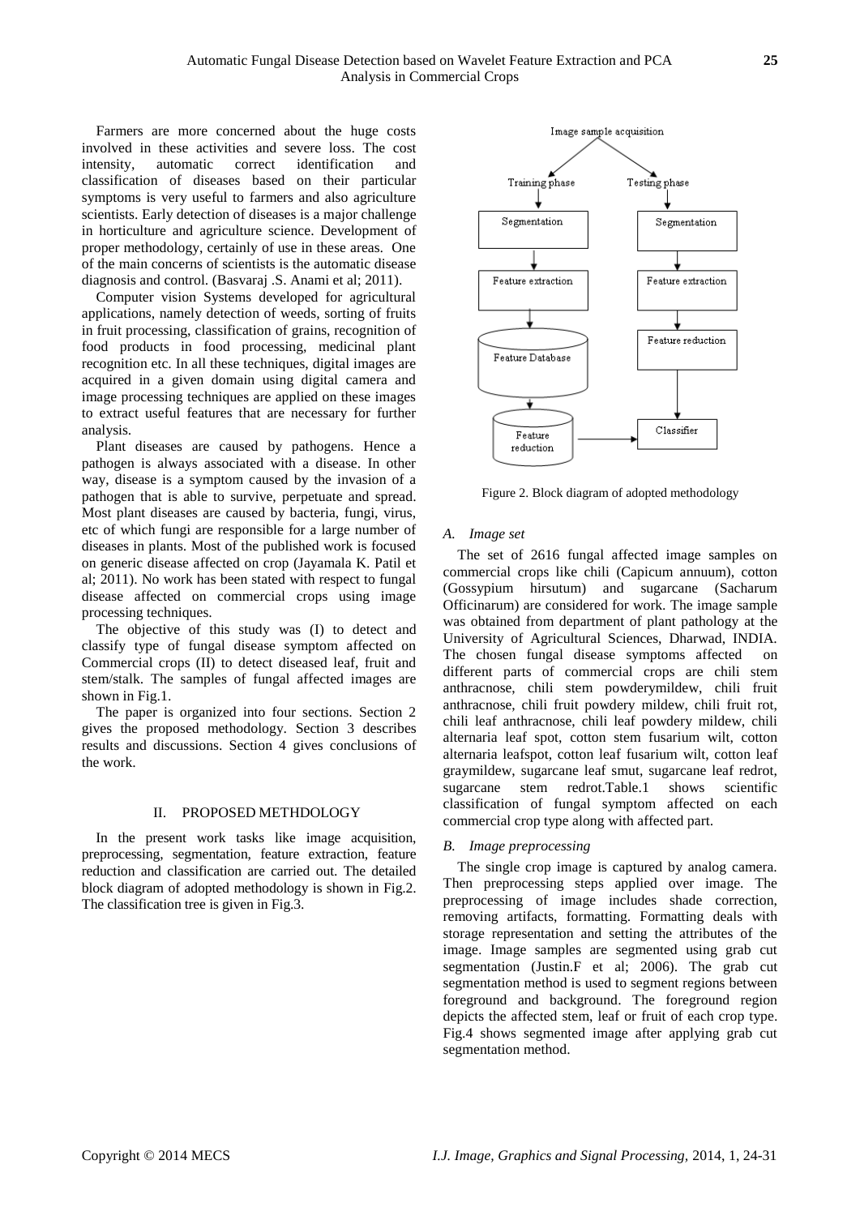Farmers are more concerned about the huge costs involved in these activities and severe loss. The cost intensity, automatic correct identification and classification of diseases based on their particular symptoms is very useful to farmers and also agriculture scientists. Early detection of diseases is a major challenge in horticulture and agriculture science. Development of proper methodology, certainly of use in these areas. One of the main concerns of scientists is the automatic disease diagnosis and control. (Basvaraj .S. Anami et al; 2011).

Computer vision Systems developed for agricultural applications, namely detection of weeds, sorting of fruits in fruit processing, classification of grains, recognition of food products in food processing, medicinal plant recognition etc. In all these techniques, digital images are acquired in a given domain using digital camera and image processing techniques are applied on these images to extract useful features that are necessary for further analysis.

Plant diseases are caused by pathogens. Hence a pathogen is always associated with a disease. In other way, disease is a symptom caused by the invasion of a pathogen that is able to survive, perpetuate and spread. Most plant diseases are caused by bacteria, fungi, virus, etc of which fungi are responsible for a large number of diseases in plants. Most of the published work is focused on generic disease affected on crop (Jayamala K. Patil et al; 2011). No work has been stated with respect to fungal disease affected on commercial crops using image processing techniques.

The objective of this study was (I) to detect and classify type of fungal disease symptom affected on Commercial crops (II) to detect diseased leaf, fruit and stem/stalk. The samples of fungal affected images are shown in Fig.1.

The paper is organized into four sections. Section 2 gives the proposed methodology. Section 3 describes results and discussions. Section 4 gives conclusions of the work.

## II. PROPOSED METHDOLOGY

In the present work tasks like image acquisition, preprocessing, segmentation, feature extraction, feature reduction and classification are carried out. The detailed block diagram of adopted methodology is shown in Fig.2. The classification tree is given in Fig.3.

Image sample acquisition → Training phase: Segmentation → Feature extraction → Feature Database → Feature reduction → Classifier; Testing phase: Segmentation → Feature extraction → Feature reduction → Classifier

Figure 2. Block diagram of adopted methodology

### *A. Image set*

The set of 2616 fungal affected image samples on commercial crops like chili (Capicum annuum), cotton (Gossypium hirsutum) and sugarcane (Sacharum Officinarum) are considered for work. The image sample was obtained from department of plant pathology at the University of Agricultural Sciences, Dharwad, INDIA. The chosen fungal disease symptoms affected on different parts of commercial crops are chili stem anthracnose, chili stem powderymildew, chili fruit anthracnose, chili fruit powdery mildew, chili fruit rot, chili leaf anthracnose, chili leaf powdery mildew, chili alternaria leaf spot, cotton stem fusarium wilt, cotton alternaria leafspot, cotton leaf fusarium wilt, cotton leaf graymildew, sugarcane leaf smut, sugarcane leaf redrot, sugarcane stem redrot.Table.1 shows scientific classification of fungal symptom affected on each commercial crop type along with affected part.

### *B. Image preprocessing*

The single crop image is captured by analog camera. Then preprocessing steps applied over image. The preprocessing of image includes shade correction, removing artifacts, formatting. Formatting deals with storage representation and setting the attributes of the image. Image samples are segmented using grab cut segmentation (Justin.F et al; 2006). The grab cut segmentation method is used to segment regions between foreground and background. The foreground region depicts the affected stem, leaf or fruit of each crop type. Fig.4 shows segmented image after applying grab cut segmentation method.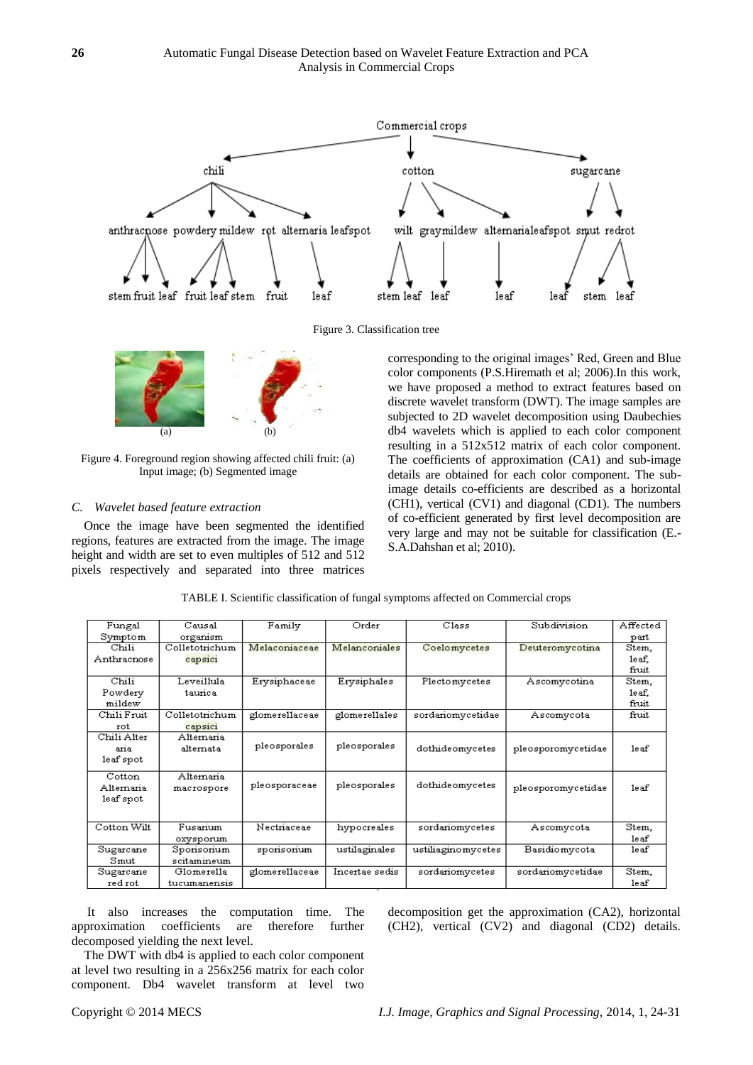Figure 3. Classification tree

Figure 4. Foreground region showing affected chili fruit: (a) Input image; (b) Segmented image

### C. *Wavelet based feature extraction*

Once the image have been segmented the identified regions, features are extracted from the image. The image height and width are set to even multiples of 512 and 512 pixels respectively and separated into three matrices corresponding to the original images' Red, Green and Blue color components (P.S.Hiremath et al; 2006).In this work, we have proposed a method to extract features based on discrete wavelet transform (DWT). The image samples are subjected to 2D wavelet decomposition using Daubechies db4 wavelets which is applied to each color component resulting in a 512x512 matrix of each color component. The coefficients of approximation (CA1) and sub-image details are obtained for each color component. The sub-image details co-efficients are described as a horizontal (CH1), vertical (CV1) and diagonal (CD1). The numbers of co-efficient generated by first level decomposition are very large and may not be suitable for classification (E.-S.A.Dahshan et al; 2010).

TABLE I. Scientific classification of fungal symptoms affected on Commercial crops

| Fungal Symptom | Causal organism | Family | Order | Class | Subdivision | Affected part |
|---|---|---|---|---|---|---|
| Chili Anthracnose | Colletotrichum capsici | Melaconiaceae | Melanconiales | Coelomycetes | Deuteromycotina | Stem, leaf, fruit |
| Chili Powdery mildew | Leveillula taurica | Erysiphaceae | Erysiphales | Plectomycetes | Ascomycotina | Stem, leaf, fruit |
| Chili Fruit rot | Colletotrichum capsici | glomerellaceae | glomerellales | sordariomycetidae | Ascomycota | fruit |
| Chili Alter aria leaf spot | Alternaria alternata | pleosporales | pleosporales | dothideomycetes | pleosporomycetidae | leaf |
| Cotton Alternaria leaf spot | Alternaria macrospore | pleosporaceae | pleosporales | dothideomycetes | pleosporomycetidae | leaf |
| Cotton Wilt | Fusarium oxysporum | Nectriaceae | hypocreales | sordariomycetes | Ascomycota | Stem, leaf |
| Sugarcane Smut | Sporisorium scitamineum | sporisorium | ustilaginales | ustiliaginomycetes | Basidiomycota | leaf |
| Sugarcane red rot | Glomerella tucumanensis | glomerellaceae | Incertae sedis | sordariomycetes | sordariomycetidae | Stem, leaf |

It also increases the computation time. The approximation coefficients are therefore further decomposed yielding the next level.

The DWT with db4 is applied to each color component at level two resulting in a 256x256 matrix for each color component. Db4 wavelet transform at level two decomposition get the approximation (CA2), horizontal (CH2), vertical (CV2) and diagonal (CD2) details.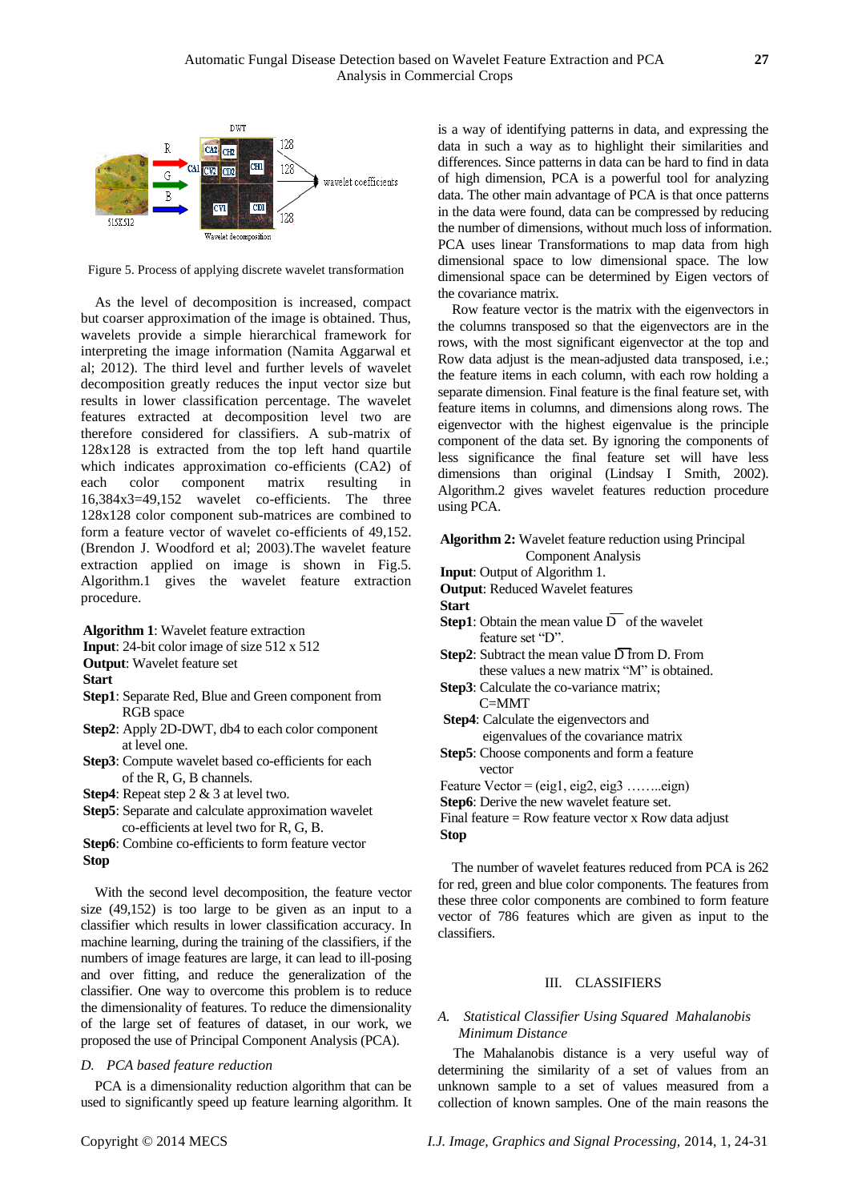Figure 5. Process of applying discrete wavelet transformation

As the level of decomposition is increased, compact but coarser approximation of the image is obtained. Thus, wavelets provide a simple hierarchical framework for interpreting the image information (Namita Aggarwal et al; 2012). The third level and further levels of wavelet decomposition greatly reduces the input vector size but results in lower classification percentage. The wavelet features extracted at decomposition level two are therefore considered for classifiers. A sub-matrix of 128x128 is extracted from the top left hand quartile which indicates approximation co-efficients (CA2) of each color component matrix resulting in 16,384x3=49,152 wavelet co-efficients. The three 128x128 color component sub-matrices are combined to form a feature vector of wavelet co-efficients of 49,152. (Brendon J. Woodford et al; 2003).The wavelet feature extraction applied on image is shown in Fig.5. Algorithm.1 gives the wavelet feature extraction procedure.

**Algorithm 1**: Wavelet feature extraction
**Input**: 24-bit color image of size 512 x 512
**Output**: Wavelet feature set
**Start**
**Step1**: Separate Red, Blue and Green component from RGB space
**Step2**: Apply 2D-DWT, db4 to each color component at level one.
**Step3**: Compute wavelet based co-efficients for each of the R, G, B channels.
**Step4**: Repeat step 2 & 3 at level two.
**Step5**: Separate and calculate approximation wavelet co-efficients at level two for R, G, B.
**Step6**: Combine co-efficients to form feature vector
**Stop**

With the second level decomposition, the feature vector size (49,152) is too large to be given as an input to a classifier which results in lower classification accuracy. In machine learning, during the training of the classifiers, if the numbers of image features are large, it can lead to ill-posing and over fitting, and reduce the generalization of the classifier. One way to overcome this problem is to reduce the dimensionality of features. To reduce the dimensionality of the large set of features of dataset, in our work, we proposed the use of Principal Component Analysis (PCA).

### *D. PCA based feature reduction*

PCA is a dimensionality reduction algorithm that can be used to significantly speed up feature learning algorithm. It is a way of identifying patterns in data, and expressing the data in such a way as to highlight their similarities and differences. Since patterns in data can be hard to find in data of high dimension, PCA is a powerful tool for analyzing data. The other main advantage of PCA is that once patterns in the data were found, data can be compressed by reducing the number of dimensions, without much loss of information. PCA uses linear Transformations to map data from high dimensional space to low dimensional space. The low dimensional space can be determined by Eigen vectors of the covariance matrix.

Row feature vector is the matrix with the eigenvectors in the columns transposed so that the eigenvectors are in the rows, with the most significant eigenvector at the top and Row data adjust is the mean-adjusted data transposed, i.e.; the feature items in each column, with each row holding a separate dimension. Final feature is the final feature set, with feature items in columns, and dimensions along rows. The eigenvector with the highest eigenvalue is the principle component of the data set. By ignoring the components of less significance the final feature set will have less dimensions than original (Lindsay I Smith, 2002). Algorithm.2 gives wavelet features reduction procedure using PCA.

**Algorithm 2:** Wavelet feature reduction using Principal Component Analysis
**Input**: Output of Algorithm 1.
**Output**: Reduced Wavelet features
**Start**
**Step1**: Obtain the mean value $\overline{D}$ of the wavelet feature set "D".
**Step2**: Subtract the mean value $\overline{D}$ from D. From these values a new matrix "M" is obtained.
**Step3**: Calculate the co-variance matrix; C=MMT
**Step4**: Calculate the eigenvectors and eigenvalues of the covariance matrix
**Step5**: Choose components and form a feature vector
Feature Vector = (eig1, eig2, eig3 ……..eign)
**Step6**: Derive the new wavelet feature set.
Final feature = Row feature vector x Row data adjust
**Stop**

The number of wavelet features reduced from PCA is 262 for red, green and blue color components. The features from these three color components are combined to form feature vector of 786 features which are given as input to the classifiers.

## III. CLASSIFIERS

### *A. Statistical Classifier Using Squared Mahalanobis Minimum Distance*

The Mahalanobis distance is a very useful way of determining the similarity of a set of values from an unknown sample to a set of values measured from a collection of known samples. One of the main reasons the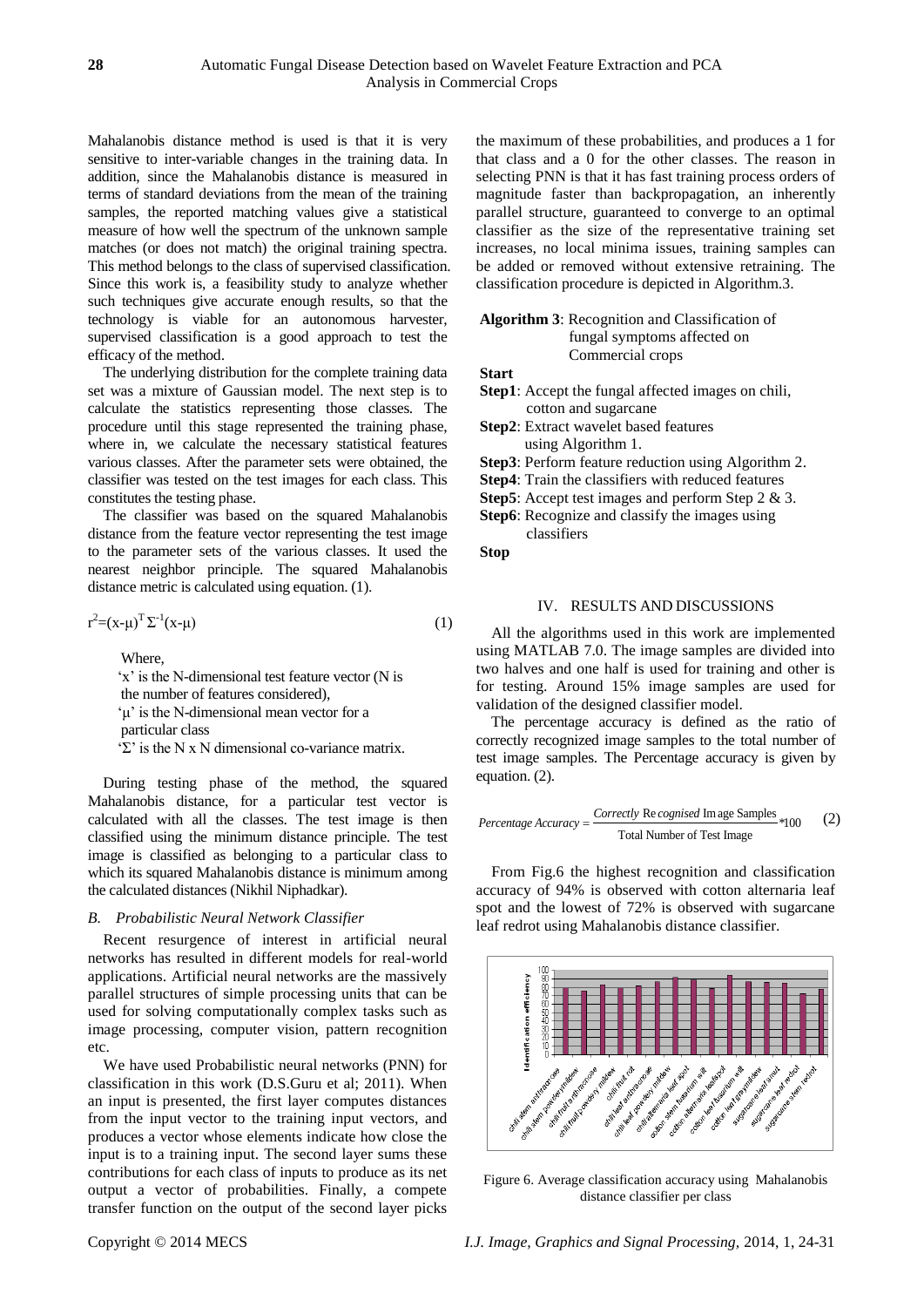Mahalanobis distance method is used is that it is very sensitive to inter-variable changes in the training data. In addition, since the Mahalanobis distance is measured in terms of standard deviations from the mean of the training samples, the reported matching values give a statistical measure of how well the spectrum of the unknown sample matches (or does not match) the original training spectra. This method belongs to the class of supervised classification. Since this work is, a feasibility study to analyze whether such techniques give accurate enough results, so that the technology is viable for an autonomous harvester, supervised classification is a good approach to test the efficacy of the method.

The underlying distribution for the complete training data set was a mixture of Gaussian model. The next step is to calculate the statistics representing those classes. The procedure until this stage represented the training phase, where in, we calculate the necessary statistical features various classes. After the parameter sets were obtained, the classifier was tested on the test images for each class. This constitutes the testing phase.

The classifier was based on the squared Mahalanobis distance from the feature vector representing the test image to the parameter sets of the various classes. It used the nearest neighbor principle. The squared Mahalanobis distance metric is calculated using equation. (1).

$$r^2=(x-\mu)^T \Sigma^{-1}(x-\mu) \tag{1}$$

Where,

'x' is the N-dimensional test feature vector (N is the number of features considered),

'μ' is the N-dimensional mean vector for a particular class

'Σ' is the N x N dimensional co-variance matrix.

During testing phase of the method, the squared Mahalanobis distance, for a particular test vector is calculated with all the classes. The test image is then classified using the minimum distance principle. The test image is classified as belonging to a particular class to which its squared Mahalanobis distance is minimum among the calculated distances (Nikhil Niphadkar).

### *B. Probabilistic Neural Network Classifier*

Recent resurgence of interest in artificial neural networks has resulted in different models for real-world applications. Artificial neural networks are the massively parallel structures of simple processing units that can be used for solving computationally complex tasks such as image processing, computer vision, pattern recognition etc.

We have used Probabilistic neural networks (PNN) for classification in this work (D.S.Guru et al; 2011). When an input is presented, the first layer computes distances from the input vector to the training input vectors, and produces a vector whose elements indicate how close the input is to a training input. The second layer sums these contributions for each class of inputs to produce as its net output a vector of probabilities. Finally, a compete transfer function on the output of the second layer picks the maximum of these probabilities, and produces a 1 for that class and a 0 for the other classes. The reason in selecting PNN is that it has fast training process orders of magnitude faster than backpropagation, an inherently parallel structure, guaranteed to converge to an optimal classifier as the size of the representative training set increases, no local minima issues, training samples can be added or removed without extensive retraining. The classification procedure is depicted in Algorithm.3.

**Algorithm 3**: Recognition and Classification of fungal symptoms affected on Commercial crops

**Start**

**Step1**: Accept the fungal affected images on chili, cotton and sugarcane

**Step2**: Extract wavelet based features using Algorithm 1.

**Step3**: Perform feature reduction using Algorithm 2.

**Step4**: Train the classifiers with reduced features

**Step5**: Accept test images and perform Step 2 & 3.

**Step6**: Recognize and classify the images using classifiers

**Stop**

## IV. RESULTS AND DISCUSSIONS

All the algorithms used in this work are implemented using MATLAB 7.0. The image samples are divided into two halves and one half is used for training and other is for testing. Around 15% image samples are used for validation of the designed classifier model.

The percentage accuracy is defined as the ratio of correctly recognized image samples to the total number of test image samples. The Percentage accuracy is given by equation. (2).

$$Percentage\ Accuracy = \frac{Correctly\ Recognised\ Image\ Samples}{Total\ Number\ of\ Test\ Image} * 100 \tag{2}$$

From Fig.6 the highest recognition and classification accuracy of 94% is observed with cotton alternaria leaf spot and the lowest of 72% is observed with sugarcane leaf redrot using Mahalanobis distance classifier.

Figure 6. Average classification accuracy using Mahalanobis distance classifier per class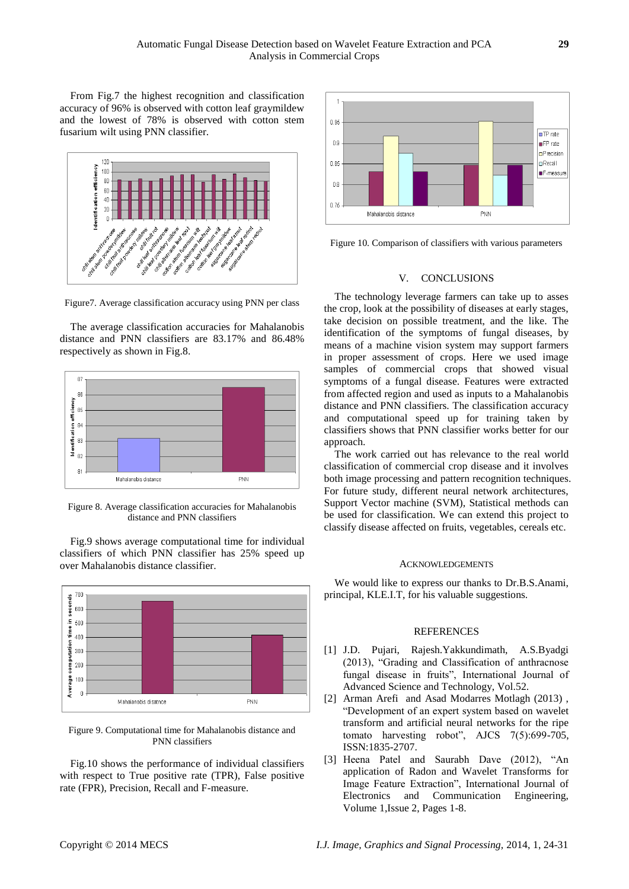From Fig.7 the highest recognition and classification accuracy of 96% is observed with cotton leaf graymildew and the lowest of 78% is observed with cotton stem fusarium wilt using PNN classifier.

Figure7. Average classification accuracy using PNN per class

The average classification accuracies for Mahalanobis distance and PNN classifiers are 83.17% and 86.48% respectively as shown in Fig.8.

Figure 8. Average classification accuracies for Mahalanobis distance and PNN classifiers

Fig.9 shows average computational time for individual classifiers of which PNN classifier has 25% speed up over Mahalanobis distance classifier.

Figure 9. Computational time for Mahalanobis distance and PNN classifiers

Fig.10 shows the performance of individual classifiers with respect to True positive rate (TPR), False positive rate (FPR), Precision, Recall and F-measure.

Figure 10. Comparison of classifiers with various parameters

## V. CONCLUSIONS

The technology leverage farmers can take up to asses the crop, look at the possibility of diseases at early stages, take decision on possible treatment, and the like. The identification of the symptoms of fungal diseases, by means of a machine vision system may support farmers in proper assessment of crops. Here we used image samples of commercial crops that showed visual symptoms of a fungal disease. Features were extracted from affected region and used as inputs to a Mahalanobis distance and PNN classifiers. The classification accuracy and computational speed up for training taken by classifiers shows that PNN classifier works better for our approach.

The work carried out has relevance to the real world classification of commercial crop disease and it involves both image processing and pattern recognition techniques. For future study, different neural network architectures, Support Vector machine (SVM), Statistical methods can be used for classification. We can extend this project to classify disease affected on fruits, vegetables, cereals etc.

## ACKNOWLEDGEMENTS

We would like to express our thanks to Dr.B.S.Anami, principal, KLE.I.T, for his valuable suggestions.

## REFERENCES

[1] J.D. Pujari, Rajesh.Yakkundimath, A.S.Byadgi (2013), "Grading and Classification of anthracnose fungal disease in fruits", International Journal of Advanced Science and Technology, Vol.52.

[2] Arman Arefi and Asad Modarres Motlagh (2013) , "Development of an expert system based on wavelet transform and artificial neural networks for the ripe tomato harvesting robot", AJCS 7(5):699-705, ISSN:1835-2707.

[3] Heena Patel and Saurabh Dave (2012), "An application of Radon and Wavelet Transforms for Image Feature Extraction", International Journal of Electronics and Communication Engineering, Volume 1,Issue 2, Pages 1-8.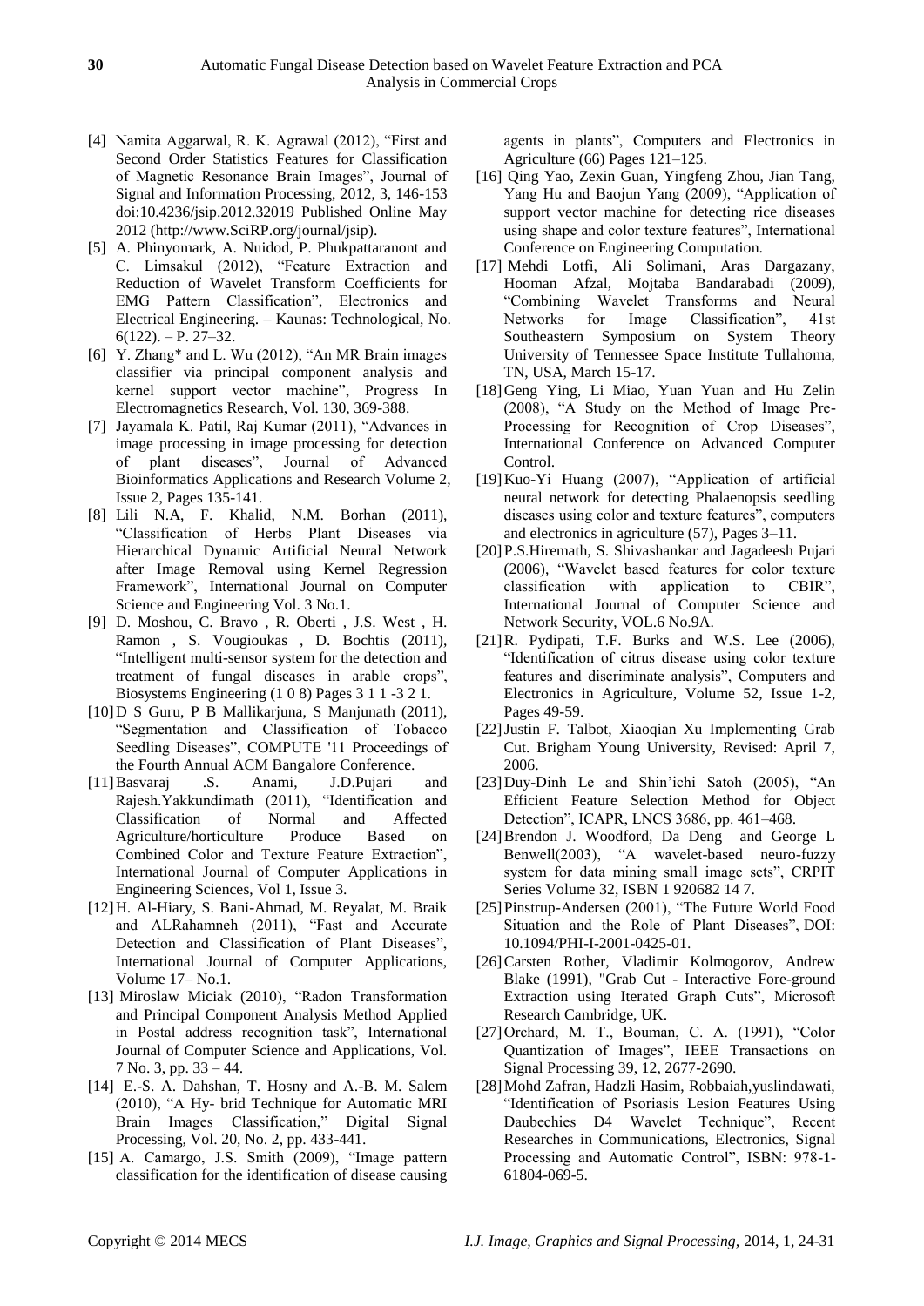[4] Namita Aggarwal, R. K. Agrawal (2012), "First and Second Order Statistics Features for Classification of Magnetic Resonance Brain Images", Journal of Signal and Information Processing, 2012, 3, 146-153 doi:10.4236/jsip.2012.32019 Published Online May 2012 (http://www.SciRP.org/journal/jsip).

[5] A. Phinyomark, A. Nuidod, P. Phukpattaranont and C. Limsakul (2012), "Feature Extraction and Reduction of Wavelet Transform Coefficients for EMG Pattern Classification", Electronics and Electrical Engineering. – Kaunas: Technological, No. 6(122). – P. 27–32.

[6] Y. Zhang* and L. Wu (2012), "An MR Brain images classifier via principal component analysis and kernel support vector machine", Progress In Electromagnetics Research, Vol. 130, 369-388.

[7] Jayamala K. Patil, Raj Kumar (2011), "Advances in image processing in image processing for detection of plant diseases", Journal of Advanced Bioinformatics Applications and Research Volume 2, Issue 2, Pages 135-141.

[8] Lili N.A, F. Khalid, N.M. Borhan (2011), "Classification of Herbs Plant Diseases via Hierarchical Dynamic Artificial Neural Network after Image Removal using Kernel Regression Framework", International Journal on Computer Science and Engineering Vol. 3 No.1.

[9] D. Moshou, C. Bravo , R. Oberti , J.S. West , H. Ramon , S. Vougioukas , D. Bochtis (2011), "Intelligent multi-sensor system for the detection and treatment of fungal diseases in arable crops", Biosystems Engineering (1 0 8) Pages 3 1 1 -3 2 1.

[10] D S Guru, P B Mallikarjuna, S Manjunath (2011), "Segmentation and Classification of Tobacco Seedling Diseases", COMPUTE '11 Proceedings of the Fourth Annual ACM Bangalore Conference.

[11] Basvaraj .S. Anami, J.D.Pujari and Rajesh.Yakkundimath (2011), "Identification and Classification of Normal and Affected Agriculture/horticulture Produce Based on Combined Color and Texture Feature Extraction", International Journal of Computer Applications in Engineering Sciences, Vol 1, Issue 3.

[12] H. Al-Hiary, S. Bani-Ahmad, M. Reyalat, M. Braik and ALRahamneh (2011), "Fast and Accurate Detection and Classification of Plant Diseases", International Journal of Computer Applications, Volume 17– No.1.

[13] Miroslaw Miciak (2010), "Radon Transformation and Principal Component Analysis Method Applied in Postal address recognition task", International Journal of Computer Science and Applications, Vol. 7 No. 3, pp. 33 – 44.

[14] E.-S. A. Dahshan, T. Hosny and A.-B. M. Salem (2010), "A Hy- brid Technique for Automatic MRI Brain Images Classification," Digital Signal Processing, Vol. 20, No. 2, pp. 433-441.

[15] A. Camargo, J.S. Smith (2009), "Image pattern classification for the identification of disease causing agents in plants", Computers and Electronics in Agriculture (66) Pages 121–125.

[16] Qing Yao, Zexin Guan, Yingfeng Zhou, Jian Tang, Yang Hu and Baojun Yang (2009), "Application of support vector machine for detecting rice diseases using shape and color texture features", International Conference on Engineering Computation.

[17] Mehdi Lotfi, Ali Solimani, Aras Dargazany, Hooman Afzal, Mojtaba Bandarabadi (2009), "Combining Wavelet Transforms and Neural Networks for Image Classification", 41st Southeastern Symposium on System Theory University of Tennessee Space Institute Tullahoma, TN, USA, March 15-17.

[18] Geng Ying, Li Miao, Yuan Yuan and Hu Zelin (2008), "A Study on the Method of Image Pre-Processing for Recognition of Crop Diseases", International Conference on Advanced Computer Control.

[19] Kuo-Yi Huang (2007), "Application of artificial neural network for detecting Phalaenopsis seedling diseases using color and texture features", computers and electronics in agriculture (57), Pages 3–11.

[20] P.S.Hiremath, S. Shivashankar and Jagadeesh Pujari (2006), "Wavelet based features for color texture classification with application to CBIR", International Journal of Computer Science and Network Security, VOL.6 No.9A.

[21] R. Pydipati, T.F. Burks and W.S. Lee (2006), "Identification of citrus disease using color texture features and discriminate analysis", Computers and Electronics in Agriculture, Volume 52, Issue 1-2, Pages 49-59.

[22] Justin F. Talbot, Xiaoqian Xu Implementing Grab Cut. Brigham Young University, Revised: April 7, 2006.

[23] Duy-Dinh Le and Shin'ichi Satoh (2005), "An Efficient Feature Selection Method for Object Detection", ICAPR, LNCS 3686, pp. 461–468.

[24] Brendon J. Woodford, Da Deng and George L Benwell(2003), "A wavelet-based neuro-fuzzy system for data mining small image sets", CRPIT Series Volume 32, ISBN 1 920682 14 7.

[25] Pinstrup-Andersen (2001), "The Future World Food Situation and the Role of Plant Diseases", DOI: 10.1094/PHI-I-2001-0425-01.

[26] Carsten Rother, Vladimir Kolmogorov, Andrew Blake (1991), "Grab Cut - Interactive Fore-ground Extraction using Iterated Graph Cuts", Microsoft Research Cambridge, UK.

[27] Orchard, M. T., Bouman, C. A. (1991), "Color Quantization of Images", IEEE Transactions on Signal Processing 39, 12, 2677-2690.

[28] Mohd Zafran, Hadzli Hasim, Robbaiah,yuslindawati, "Identification of Psoriasis Lesion Features Using Daubechies D4 Wavelet Technique", Recent Researches in Communications, Electronics, Signal Processing and Automatic Control", ISBN: 978-1-61804-069-5.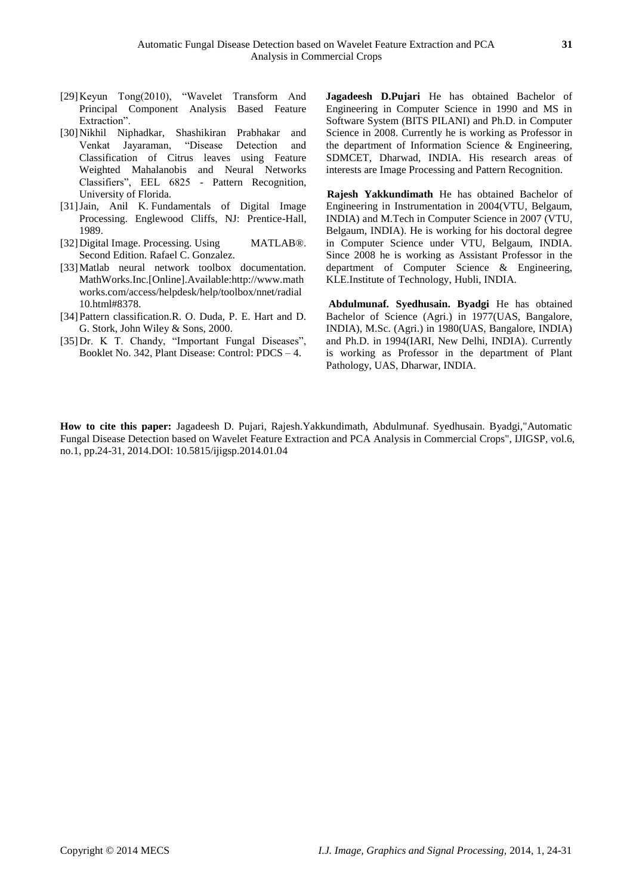[29] Keyun Tong(2010), "Wavelet Transform And Principal Component Analysis Based Feature Extraction".

[30] Nikhil Niphadkar, Shashikiran Prabhakar and Venkat Jayaraman, "Disease Detection and Classification of Citrus leaves using Feature Weighted Mahalanobis and Neural Networks Classifiers", EEL 6825 - Pattern Recognition, University of Florida.

[31] Jain, Anil K. Fundamentals of Digital Image Processing. Englewood Cliffs, NJ: Prentice-Hall, 1989.

[32] Digital Image. Processing. Using MATLAB®. Second Edition. Rafael C. Gonzalez.

[33] Matlab neural network toolbox documentation. MathWorks.Inc.[Online].Available:http://www.mathworks.com/access/helpdesk/help/toolbox/nnet/radial10.html#8378.

[34] Pattern classification.R. O. Duda, P. E. Hart and D. G. Stork, John Wiley & Sons, 2000.

[35] Dr. K T. Chandy, "Important Fungal Diseases", Booklet No. 342, Plant Disease: Control: PDCS – 4.

**Jagadeesh D.Pujari** He has obtained Bachelor of Engineering in Computer Science in 1990 and MS in Software System (BITS PILANI) and Ph.D. in Computer Science in 2008. Currently he is working as Professor in the department of Information Science & Engineering, SDMCET, Dharwad, INDIA. His research areas of interests are Image Processing and Pattern Recognition.

**Rajesh Yakkundimath** He has obtained Bachelor of Engineering in Instrumentation in 2004(VTU, Belgaum, INDIA) and M.Tech in Computer Science in 2007 (VTU, Belgaum, INDIA). He is working for his doctoral degree in Computer Science under VTU, Belgaum, INDIA. Since 2008 he is working as Assistant Professor in the department of Computer Science & Engineering, KLE.Institute of Technology, Hubli, INDIA.

**Abdulmunaf. Syedhusain. Byadgi** He has obtained Bachelor of Science (Agri.) in 1977(UAS, Bangalore, INDIA), M.Sc. (Agri.) in 1980(UAS, Bangalore, INDIA) and Ph.D. in 1994(IARI, New Delhi, INDIA). Currently is working as Professor in the department of Plant Pathology, UAS, Dharwar, INDIA.

**How to cite this paper:** Jagadeesh D. Pujari, Rajesh.Yakkundimath, Abdulmunaf. Syedhusain. Byadgi,"Automatic Fungal Disease Detection based on Wavelet Feature Extraction and PCA Analysis in Commercial Crops", IJIGSP, vol.6, no.1, pp.24-31, 2014.DOI: 10.5815/ijigsp.2014.01.04